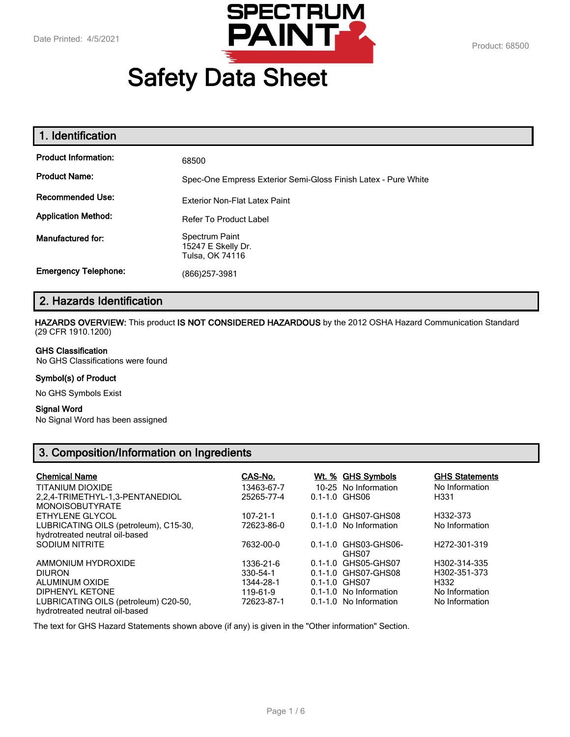Date Printed: 4/5/2021

Product: 68500

# Safety Data Sheet

## 1. Identification

**Product Information:** 68500

**Product Name:** Spec-One Empress Exterior Semi-Gloss Finish Latex - Pure White

**Recommended Use:** Exterior Non-Flat Latex Paint

**Application Method:** Refer To Product Label

**Manufactured for:** Spectrum Paint
15247 E Skelly Dr.
Tulsa, OK 74116

**Emergency Telephone:** (866)257-3981

## 2. Hazards Identification

**HAZARDS OVERVIEW:** This product **IS NOT CONSIDERED HAZARDOUS** by the 2012 OSHA Hazard Communication Standard (29 CFR 1910.1200)

**GHS Classification**
No GHS Classifications were found

**Symbol(s) of Product**

No GHS Symbols Exist

**Signal Word**
No Signal Word has been assigned

## 3. Composition/Information on Ingredients

| Chemical Name | CAS-No. | Wt. % | GHS Symbols | GHS Statements |
|---|---|---|---|---|
| TITANIUM DIOXIDE | 13463-67-7 | 10-25 | No Information | No Information |
| 2,2,4-TRIMETHYL-1,3-PENTANEDIOL MONOISOBUTYRATE | 25265-77-4 | 0.1-1.0 | GHS06 | H331 |
| ETHYLENE GLYCOL | 107-21-1 | 0.1-1.0 | GHS07-GHS08 | H332-373 |
| LUBRICATING OILS (petroleum), C15-30, hydrotreated neutral oil-based | 72623-86-0 | 0.1-1.0 | No Information | No Information |
| SODIUM NITRITE | 7632-00-0 | 0.1-1.0 | GHS03-GHS06-GHS07 | H272-301-319 |
| AMMONIUM HYDROXIDE | 1336-21-6 | 0.1-1.0 | GHS05-GHS07 | H302-314-335 |
| DIURON | 330-54-1 | 0.1-1.0 | GHS07-GHS08 | H302-351-373 |
| ALUMINUM OXIDE | 1344-28-1 | 0.1-1.0 | GHS07 | H332 |
| DIPHENYL KETONE | 119-61-9 | 0.1-1.0 | No Information | No Information |
| LUBRICATING OILS (petroleum) C20-50, hydrotreated neutral oil-based | 72623-87-1 | 0.1-1.0 | No Information | No Information |

The text for GHS Hazard Statements shown above (if any) is given in the "Other information" Section.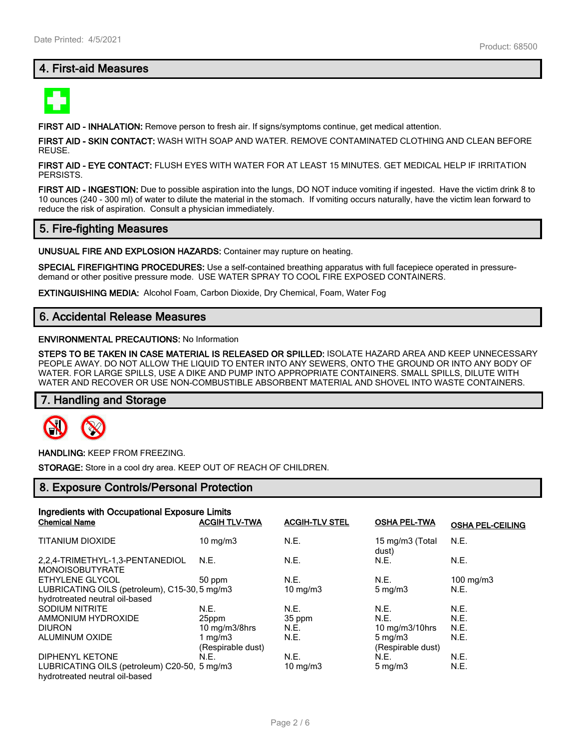## 4. First-aid Measures

**FIRST AID - INHALATION:** Remove person to fresh air. If signs/symptoms continue, get medical attention.

**FIRST AID - SKIN CONTACT:** WASH WITH SOAP AND WATER. REMOVE CONTAMINATED CLOTHING AND CLEAN BEFORE REUSE.

**FIRST AID - EYE CONTACT:** FLUSH EYES WITH WATER FOR AT LEAST 15 MINUTES. GET MEDICAL HELP IF IRRITATION PERSISTS.

**FIRST AID - INGESTION:** Due to possible aspiration into the lungs, DO NOT induce vomiting if ingested. Have the victim drink 8 to 10 ounces (240 - 300 ml) of water to dilute the material in the stomach. If vomiting occurs naturally, have the victim lean forward to reduce the risk of aspiration. Consult a physician immediately.

## 5. Fire-fighting Measures

**UNUSUAL FIRE AND EXPLOSION HAZARDS:** Container may rupture on heating.

**SPECIAL FIREFIGHTING PROCEDURES:** Use a self-contained breathing apparatus with full facepiece operated in pressure-demand or other positive pressure mode. USE WATER SPRAY TO COOL FIRE EXPOSED CONTAINERS.

**EXTINGUISHING MEDIA:** Alcohol Foam, Carbon Dioxide, Dry Chemical, Foam, Water Fog

## 6. Accidental Release Measures

**ENVIRONMENTAL PRECAUTIONS:** No Information

**STEPS TO BE TAKEN IN CASE MATERIAL IS RELEASED OR SPILLED:** ISOLATE HAZARD AREA AND KEEP UNNECESSARY PEOPLE AWAY. DO NOT ALLOW THE LIQUID TO ENTER INTO ANY SEWERS, ONTO THE GROUND OR INTO ANY BODY OF WATER. FOR LARGE SPILLS, USE A DIKE AND PUMP INTO APPROPRIATE CONTAINERS. SMALL SPILLS, DILUTE WITH WATER AND RECOVER OR USE NON-COMBUSTIBLE ABSORBENT MATERIAL AND SHOVEL INTO WASTE CONTAINERS.

## 7. Handling and Storage

**HANDLING:** KEEP FROM FREEZING.

**STORAGE:** Store in a cool dry area. KEEP OUT OF REACH OF CHILDREN.

## 8. Exposure Controls/Personal Protection

**Ingredients with Occupational Exposure Limits**

| Chemical Name | ACGIH TLV-TWA | ACGIH-TLV STEL | OSHA PEL-TWA | OSHA PEL-CEILING |
|---|---|---|---|---|
| TITANIUM DIOXIDE | 10 mg/m3 | N.E. | 15 mg/m3 (Total dust) | N.E. |
| 2,2,4-TRIMETHYL-1,3-PENTANEDIOL MONOISOBUTYRATE | N.E. | N.E. | N.E. | N.E. |
| ETHYLENE GLYCOL | 50 ppm | N.E. | N.E. | 100 mg/m3 |
| LUBRICATING OILS (petroleum), C15-30, hydrotreated neutral oil-based | 5 mg/m3 | 10 mg/m3 | 5 mg/m3 | N.E. |
| SODIUM NITRITE | N.E. | N.E. | N.E. | N.E. |
| AMMONIUM HYDROXIDE | 25ppm | 35 ppm | N.E. | N.E. |
| DIURON | 10 mg/m3/8hrs | N.E. | 10 mg/m3/10hrs | N.E. |
| ALUMINUM OXIDE | 1 mg/m3 (Respirable dust) | N.E. | 5 mg/m3 (Respirable dust) | N.E. |
| DIPHENYL KETONE | N.E. | N.E. | N.E. | N.E. |
| LUBRICATING OILS (petroleum) C20-50, hydrotreated neutral oil-based | 5 mg/m3 | 10 mg/m3 | 5 mg/m3 | N.E. |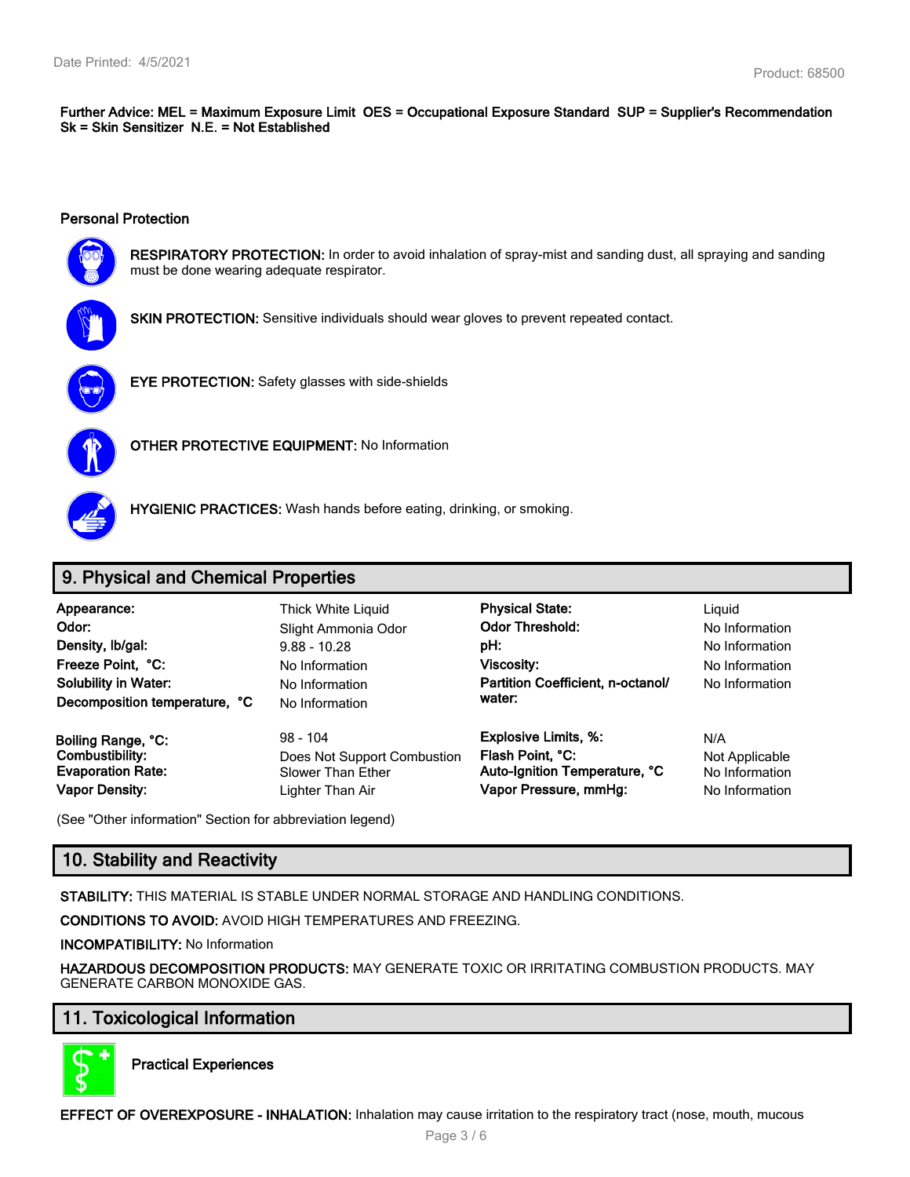**Further Advice: MEL = Maximum Exposure Limit OES = Occupational Exposure Standard SUP = Supplier's Recommendation Sk = Skin Sensitizer N.E. = Not Established**

### Personal Protection

**RESPIRATORY PROTECTION:** In order to avoid inhalation of spray-mist and sanding dust, all spraying and sanding must be done wearing adequate respirator.

**SKIN PROTECTION:** Sensitive individuals should wear gloves to prevent repeated contact.

**EYE PROTECTION:** Safety glasses with side-shields

**OTHER PROTECTIVE EQUIPMENT:** No Information

**HYGIENIC PRACTICES:** Wash hands before eating, drinking, or smoking.

## 9. Physical and Chemical Properties

| | | | |
|---|---|---|---|
| **Appearance:** | Thick White Liquid | **Physical State:** | Liquid |
| **Odor:** | Slight Ammonia Odor | **Odor Threshold:** | No Information |
| **Density, lb/gal:** | 9.88 - 10.28 | **pH:** | No Information |
| **Freeze Point, °C:** | No Information | **Viscosity:** | No Information |
| **Solubility in Water:** | No Information | **Partition Coefficient, n-octanol/ water:** | No Information |
| **Decomposition temperature, °C** | No Information | | |
| **Boiling Range, °C:** | 98 - 104 | **Explosive Limits, %:** | N/A |
| **Combustibility:** | Does Not Support Combustion | **Flash Point, °C:** | Not Applicable |
| **Evaporation Rate:** | Slower Than Ether | **Auto-Ignition Temperature, °C** | No Information |
| **Vapor Density:** | Lighter Than Air | **Vapor Pressure, mmHg:** | No Information |

(See "Other information" Section for abbreviation legend)

## 10. Stability and Reactivity

**STABILITY:** THIS MATERIAL IS STABLE UNDER NORMAL STORAGE AND HANDLING CONDITIONS.

**CONDITIONS TO AVOID:** AVOID HIGH TEMPERATURES AND FREEZING.

**INCOMPATIBILITY:** No Information

**HAZARDOUS DECOMPOSITION PRODUCTS:** MAY GENERATE TOXIC OR IRRITATING COMBUSTION PRODUCTS. MAY GENERATE CARBON MONOXIDE GAS.

## 11. Toxicological Information

**Practical Experiences**

**EFFECT OF OVEREXPOSURE - INHALATION:** Inhalation may cause irritation to the respiratory tract (nose, mouth, mucous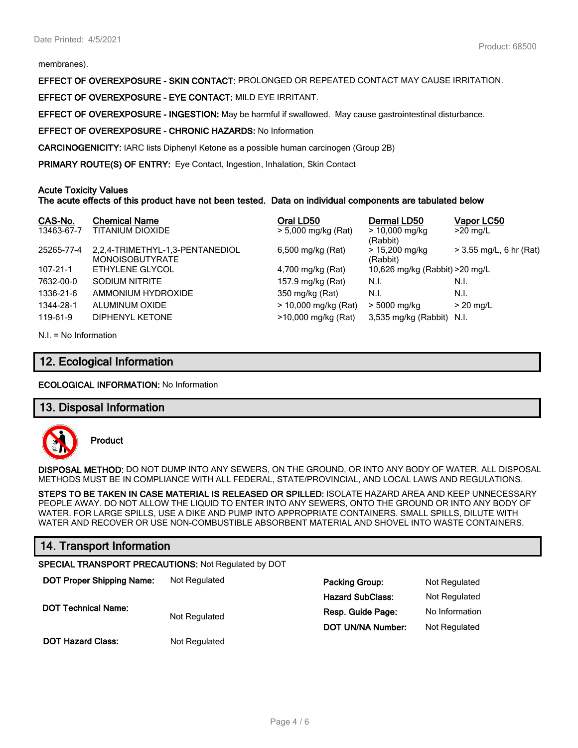membranes).

**EFFECT OF OVEREXPOSURE - SKIN CONTACT:** PROLONGED OR REPEATED CONTACT MAY CAUSE IRRITATION.

**EFFECT OF OVEREXPOSURE - EYE CONTACT:** MILD EYE IRRITANT.

**EFFECT OF OVEREXPOSURE - INGESTION:** May be harmful if swallowed. May cause gastrointestinal disturbance.

**EFFECT OF OVEREXPOSURE - CHRONIC HAZARDS:** No Information

**CARCINOGENICITY:** IARC lists Diphenyl Ketone as a possible human carcinogen (Group 2B)

**PRIMARY ROUTE(S) OF ENTRY:** Eye Contact, Ingestion, Inhalation, Skin Contact

**Acute Toxicity Values**
**The acute effects of this product have not been tested. Data on individual components are tabulated below**

| CAS-No. | Chemical Name | Oral LD50 | Dermal LD50 | Vapor LC50 |
|---|---|---|---|---|
| 13463-67-7 | TITANIUM DIOXIDE | > 5,000 mg/kg (Rat) | > 10,000 mg/kg (Rabbit) | >20 mg/L |
| 25265-77-4 | 2,2,4-TRIMETHYL-1,3-PENTANEDIOL MONOISOBUTYRATE | 6,500 mg/kg (Rat) | > 15,200 mg/kg (Rabbit) | > 3.55 mg/L, 6 hr (Rat) |
| 107-21-1 | ETHYLENE GLYCOL | 4,700 mg/kg (Rat) | 10,626 mg/kg (Rabbit) | >20 mg/L |
| 7632-00-0 | SODIUM NITRITE | 157.9 mg/kg (Rat) | N.I. | N.I. |
| 1336-21-6 | AMMONIUM HYDROXIDE | 350 mg/kg (Rat) | N.I. | N.I. |
| 1344-28-1 | ALUMINUM OXIDE | > 10,000 mg/kg (Rat) | > 5000 mg/kg | > 20 mg/L |
| 119-61-9 | DIPHENYL KETONE | >10,000 mg/kg (Rat) | 3,535 mg/kg (Rabbit) | N.I. |

N.I. = No Information

## 12. Ecological Information

**ECOLOGICAL INFORMATION:** No Information

## 13. Disposal Information

**Product**

**DISPOSAL METHOD:** DO NOT DUMP INTO ANY SEWERS, ON THE GROUND, OR INTO ANY BODY OF WATER. ALL DISPOSAL METHODS MUST BE IN COMPLIANCE WITH ALL FEDERAL, STATE/PROVINCIAL, AND LOCAL LAWS AND REGULATIONS.

**STEPS TO BE TAKEN IN CASE MATERIAL IS RELEASED OR SPILLED:** ISOLATE HAZARD AREA AND KEEP UNNECESSARY PEOPLE AWAY. DO NOT ALLOW THE LIQUID TO ENTER INTO ANY SEWERS, ONTO THE GROUND OR INTO ANY BODY OF WATER. FOR LARGE SPILLS, USE A DIKE AND PUMP INTO APPROPRIATE CONTAINERS. SMALL SPILLS, DILUTE WITH WATER AND RECOVER OR USE NON-COMBUSTIBLE ABSORBENT MATERIAL AND SHOVEL INTO WASTE CONTAINERS.

## 14. Transport Information

**SPECIAL TRANSPORT PRECAUTIONS:** Not Regulated by DOT

**DOT Proper Shipping Name:** Not Regulated

**DOT Technical Name:** Not Regulated

**DOT Hazard Class:** Not Regulated

**Packing Group:** Not Regulated

**Hazard SubClass:** Not Regulated

**Resp. Guide Page:** No Information

**DOT UN/NA Number:** Not Regulated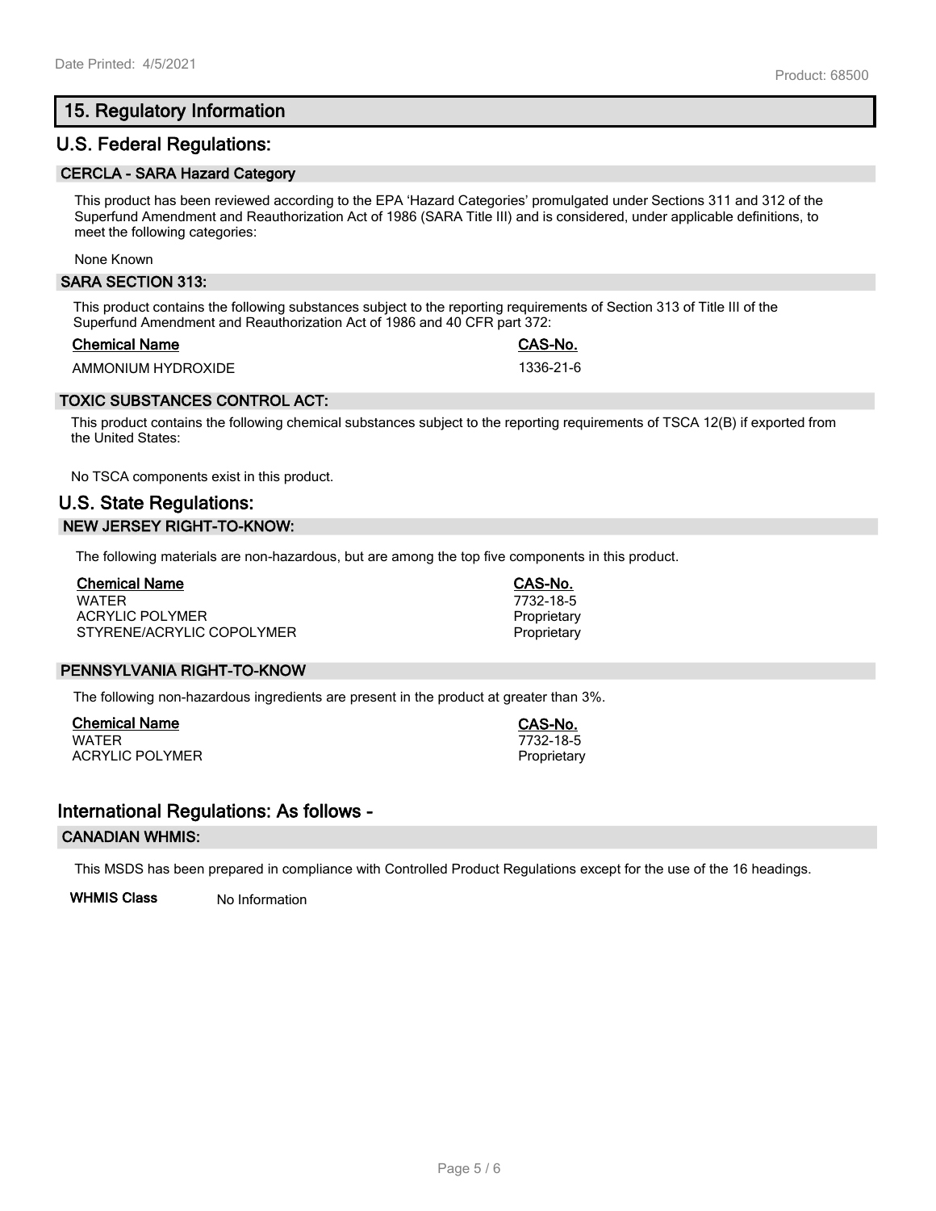## 15. Regulatory Information

## U.S. Federal Regulations:

### CERCLA - SARA Hazard Category

This product has been reviewed according to the EPA 'Hazard Categories' promulgated under Sections 311 and 312 of the Superfund Amendment and Reauthorization Act of 1986 (SARA Title III) and is considered, under applicable definitions, to meet the following categories:

None Known

### SARA SECTION 313:

This product contains the following substances subject to the reporting requirements of Section 313 of Title III of the Superfund Amendment and Reauthorization Act of 1986 and 40 CFR part 372:

| Chemical Name | CAS-No. |
|---|---|
| AMMONIUM HYDROXIDE | 1336-21-6 |

### TOXIC SUBSTANCES CONTROL ACT:

This product contains the following chemical substances subject to the reporting requirements of TSCA 12(B) if exported from the United States:

No TSCA components exist in this product.

## U.S. State Regulations:

### NEW JERSEY RIGHT-TO-KNOW:

The following materials are non-hazardous, but are among the top five components in this product.

| Chemical Name | CAS-No. |
|---|---|
| WATER | 7732-18-5 |
| ACRYLIC POLYMER | Proprietary |
| STYRENE/ACRYLIC COPOLYMER | Proprietary |

### PENNSYLVANIA RIGHT-TO-KNOW

The following non-hazardous ingredients are present in the product at greater than 3%.

| Chemical Name | CAS-No. |
|---|---|
| WATER | 7732-18-5 |
| ACRYLIC POLYMER | Proprietary |

## International Regulations: As follows -

### CANADIAN WHMIS:

This MSDS has been prepared in compliance with Controlled Product Regulations except for the use of the 16 headings.

**WHMIS Class** No Information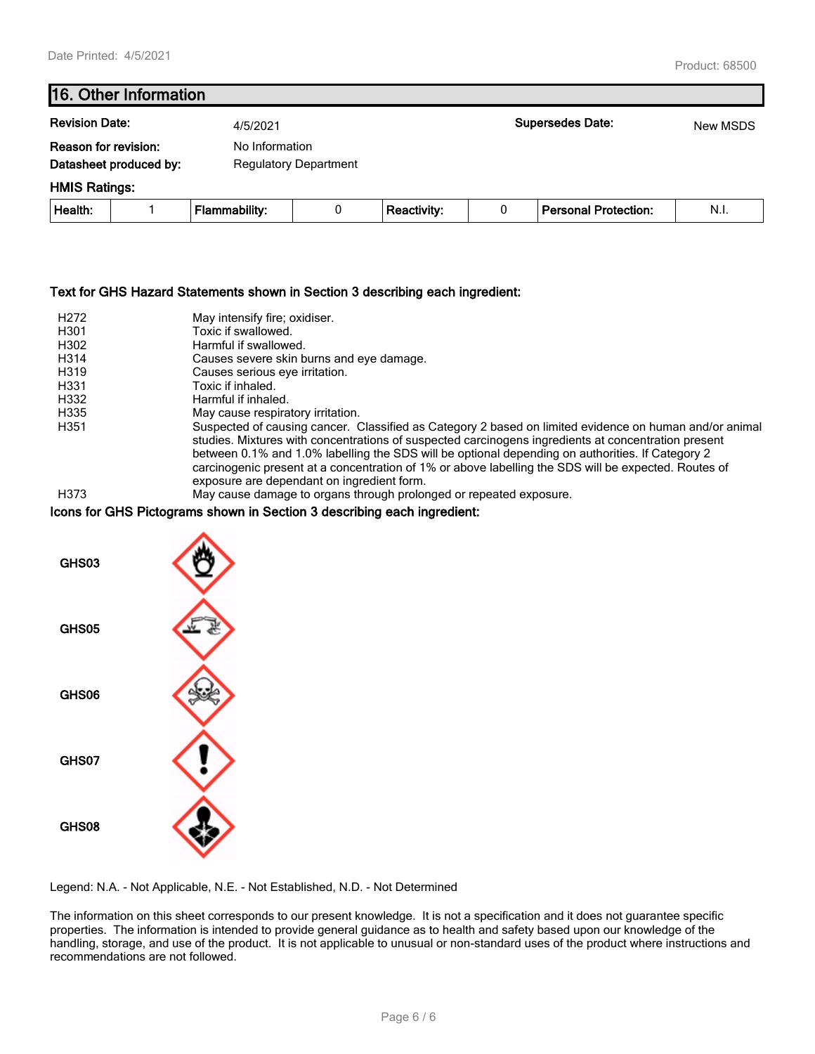## 16. Other Information

| | | | |
|---|---|---|---|
| **Revision Date:** | 4/5/2021 | **Supersedes Date:** | New MSDS |
| **Reason for revision:** | No Information | | |
| **Datasheet produced by:** | Regulatory Department | | |

**HMIS Ratings:**

| | | | | | | | |
|---|---|---|---|---|---|---|---|
| **Health:** | 1 | **Flammability:** | 0 | **Reactivity:** | 0 | **Personal Protection:** | N.I. |

**Text for GHS Hazard Statements shown in Section 3 describing each ingredient:**

| | |
|---|---|
| H272 | May intensify fire; oxidiser. |
| H301 | Toxic if swallowed. |
| H302 | Harmful if swallowed. |
| H314 | Causes severe skin burns and eye damage. |
| H319 | Causes serious eye irritation. |
| H331 | Toxic if inhaled. |
| H332 | Harmful if inhaled. |
| H335 | May cause respiratory irritation. |
| H351 | Suspected of causing cancer. Classified as Category 2 based on limited evidence on human and/or animal studies. Mixtures with concentrations of suspected carcinogens ingredients at concentration present between 0.1% and 1.0% labelling the SDS will be optional depending on authorities. If Category 2 carcinogenic present at a concentration of 1% or above labelling the SDS will be expected. Routes of exposure are dependant on ingredient form. |
| H373 | May cause damage to organs through prolonged or repeated exposure. |

**Icons for GHS Pictograms shown in Section 3 describing each ingredient:**

GHS03

GHS05

GHS06

GHS07

GHS08

Legend: N.A. - Not Applicable, N.E. - Not Established, N.D. - Not Determined

The information on this sheet corresponds to our present knowledge. It is not a specification and it does not guarantee specific properties. The information is intended to provide general guidance as to health and safety based upon our knowledge of the handling, storage, and use of the product. It is not applicable to unusual or non-standard uses of the product where instructions and recommendations are not followed.